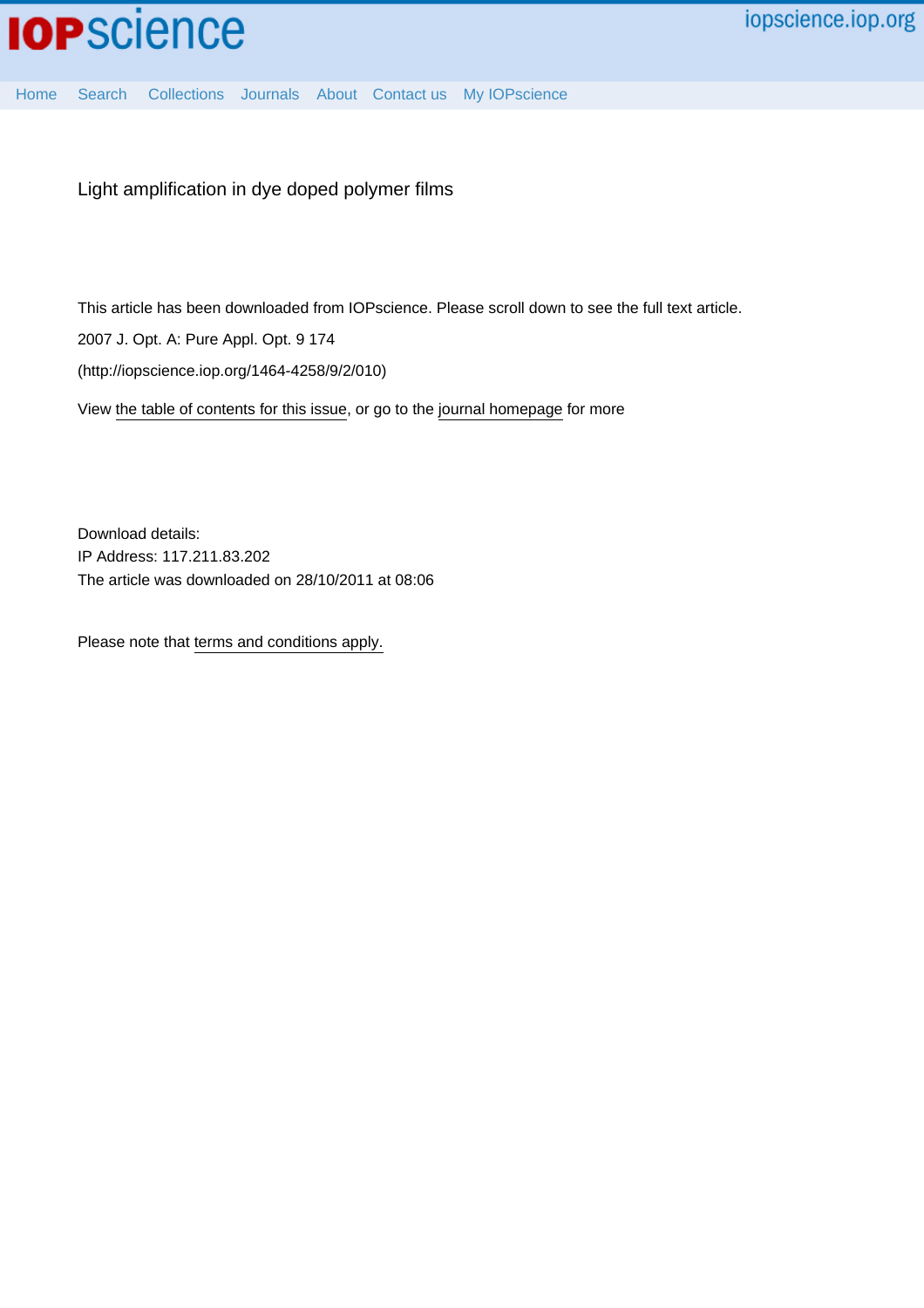# Light amplification in dye doped polymer films

This article has been downloaded from IOPscience. Please scroll down to see the full text article.

2007 J. Opt. A: Pure Appl. Opt. 9 174

(http://iopscience.iop.org/1464-4258/9/2/010)

View the table of contents for this issue, or go to the journal homepage for more

Download details:

IP Address: 117.211.83.202

The article was downloaded on 28/10/2011 at 08:06

Please note that terms and conditions apply.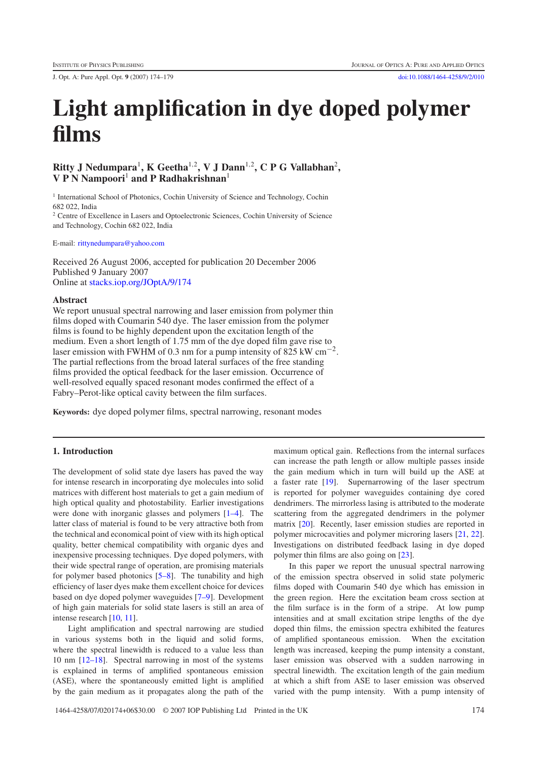# Light amplification in dye doped polymer films

**Ritty J Nedumpara**[1], **K Geetha**[1,2], **V J Dann**[1,2], **C P G Vallabhan**[2], **V P N Nampoori**[1] **and P Radhakrishnan**[1]

[1] International School of Photonics, Cochin University of Science and Technology, Cochin 682 022, India

[2] Centre of Excellence in Lasers and Optoelectronic Sciences, Cochin University of Science and Technology, Cochin 682 022, India

E-mail: rittynedumpara@yahoo.com

Received 26 August 2006, accepted for publication 20 December 2006
Published 9 January 2007
Online at stacks.iop.org/JOptA/9/174

## Abstract

We report unusual spectral narrowing and laser emission from polymer thin films doped with Coumarin 540 dye. The laser emission from the polymer films is found to be highly dependent upon the excitation length of the medium. Even a short length of 1.75 mm of the dye doped film gave rise to laser emission with FWHM of 0.3 nm for a pump intensity of 825 kW $cm^{-2}$. The partial reflections from the broad lateral surfaces of the free standing films provided the optical feedback for the laser emission. Occurrence of well-resolved equally spaced resonant modes confirmed the effect of a Fabry–Perot-like optical cavity between the film surfaces.

**Keywords:** dye doped polymer films, spectral narrowing, resonant modes

## 1. Introduction

The development of solid state dye lasers has paved the way for intense research in incorporating dye molecules into solid matrices with different host materials to get a gain medium of high optical quality and photostability. Earlier investigations were done with inorganic glasses and polymers [1–4]. The latter class of material is found to be very attractive both from the technical and economical point of view with its high optical quality, better chemical compatibility with organic dyes and inexpensive processing techniques. Dye doped polymers, with their wide spectral range of operation, are promising materials for polymer based photonics [5–8]. The tunability and high efficiency of laser dyes make them excellent choice for devices based on dye doped polymer waveguides [7–9]. Development of high gain materials for solid state lasers is still an area of intense research [10, 11].

Light amplification and spectral narrowing are studied in various systems both in the liquid and solid forms, where the spectral linewidth is reduced to a value less than 10 nm [12–18]. Spectral narrowing in most of the systems is explained in terms of amplified spontaneous emission (ASE), where the spontaneously emitted light is amplified by the gain medium as it propagates along the path of the maximum optical gain. Reflections from the internal surfaces can increase the path length or allow multiple passes inside the gain medium which in turn will build up the ASE at a faster rate [19]. Supernarrowing of the laser spectrum is reported for polymer waveguides containing dye cored dendrimers. The mirrorless lasing is attributed to the moderate scattering from the aggregated dendrimers in the polymer matrix [20]. Recently, laser emission studies are reported in polymer microcavities and polymer microring lasers [21, 22]. Investigations on distributed feedback lasing in dye doped polymer thin films are also going on [23].

In this paper we report the unusual spectral narrowing of the emission spectra observed in solid state polymeric films doped with Coumarin 540 dye which has emission in the green region. Here the excitation beam cross section at the film surface is in the form of a stripe. At low pump intensities and at small excitation stripe lengths of the dye doped thin films, the emission spectra exhibited the features of amplified spontaneous emission. When the excitation length was increased, keeping the pump intensity a constant, laser emission was observed with a sudden narrowing in spectral linewidth. The excitation length of the gain medium at which a shift from ASE to laser emission was observed varied with the pump intensity. With a pump intensity of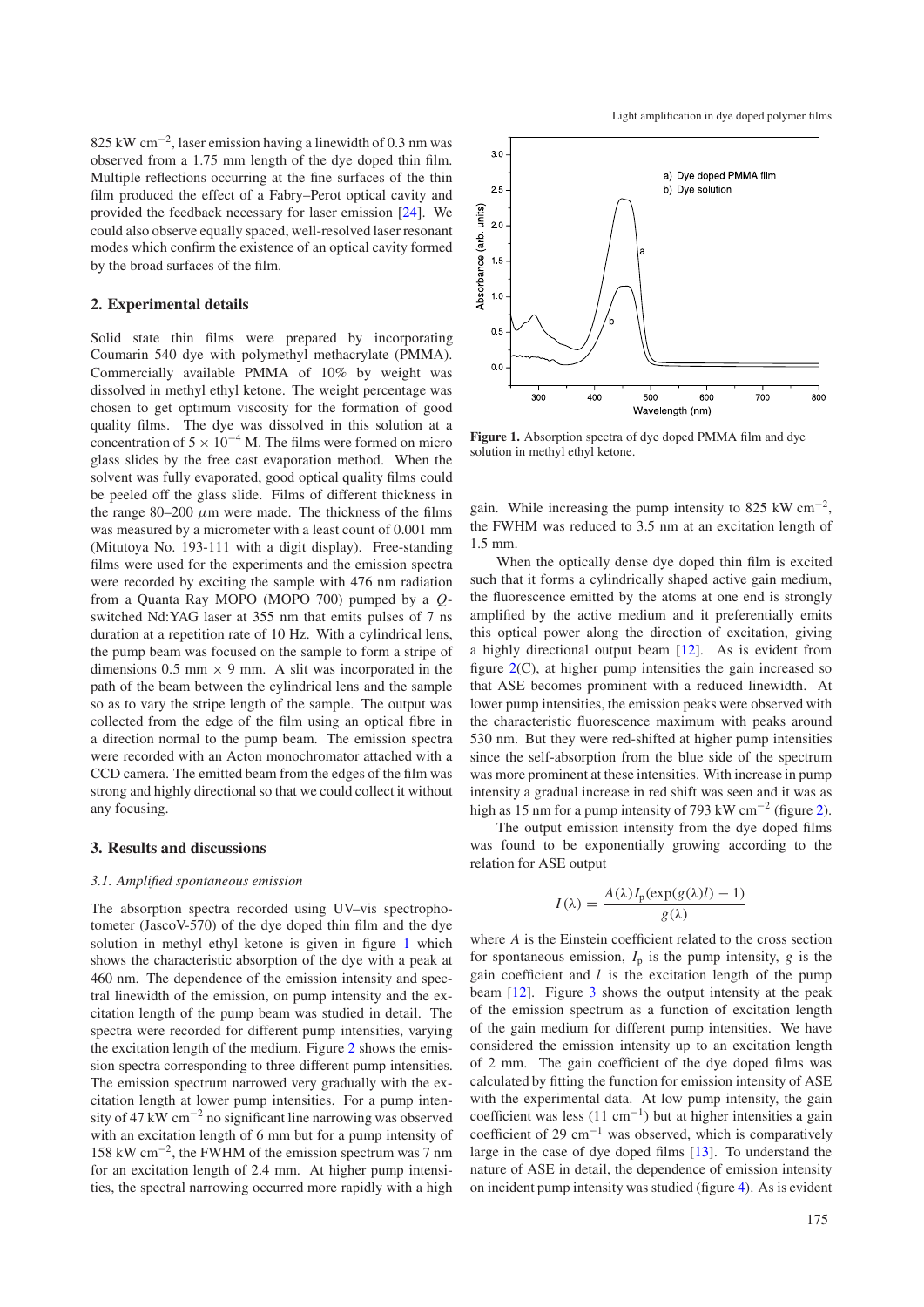825 kW cm$^{-2}$, laser emission having a linewidth of 0.3 nm was observed from a 1.75 mm length of the dye doped thin film. Multiple reflections occurring at the fine surfaces of the thin film produced the effect of a Fabry–Perot optical cavity and provided the feedback necessary for laser emission [24]. We could also observe equally spaced, well-resolved laser resonant modes which confirm the existence of an optical cavity formed by the broad surfaces of the film.

## 2. Experimental details

Solid state thin films were prepared by incorporating Coumarin 540 dye with polymethyl methacrylate (PMMA). Commercially available PMMA of 10% by weight was dissolved in methyl ethyl ketone. The weight percentage was chosen to get optimum viscosity for the formation of good quality films. The dye was dissolved in this solution at a concentration of $5 \times 10^{-4}$ M. The films were formed on micro glass slides by the free cast evaporation method. When the solvent was fully evaporated, good optical quality films could be peeled off the glass slide. Films of different thickness in the range 80–200 $\mu$m were made. The thickness of the films was measured by a micrometer with a least count of 0.001 mm (Mitutoya No. 193-111 with a digit display). Free-standing films were used for the experiments and the emission spectra were recorded by exciting the sample with 476 nm radiation from a Quanta Ray MOPO (MOPO 700) pumped by a *Q*-switched Nd:YAG laser at 355 nm that emits pulses of 7 ns duration at a repetition rate of 10 Hz. With a cylindrical lens, the pump beam was focused on the sample to form a stripe of dimensions 0.5 mm × 9 mm. A slit was incorporated in the path of the beam between the cylindrical lens and the sample so as to vary the stripe length of the sample. The output was collected from the edge of the film using an optical fibre in a direction normal to the pump beam. The emission spectra were recorded with an Acton monochromator attached with a CCD camera. The emitted beam from the edges of the film was strong and highly directional so that we could collect it without any focusing.

## 3. Results and discussions

### *3.1. Amplified spontaneous emission*

The absorption spectra recorded using UV–vis spectrophotometer (JascoV-570) of the dye doped thin film and the dye solution in methyl ethyl ketone is given in figure 1 which shows the characteristic absorption of the dye with a peak at 460 nm. The dependence of the emission intensity and spectral linewidth of the emission, on pump intensity and the excitation length of the pump beam was studied in detail. The spectra were recorded for different pump intensities, varying the excitation length of the medium. Figure 2 shows the emission spectra corresponding to three different pump intensities. The emission spectrum narrowed very gradually with the excitation length at lower pump intensities. For a pump intensity of 47 kW cm$^{-2}$ no significant line narrowing was observed with an excitation length of 6 mm but for a pump intensity of 158 kW cm$^{-2}$, the FWHM of the emission spectrum was 7 nm for an excitation length of 2.4 mm. At higher pump intensities, the spectral narrowing occurred more rapidly with a high gain. While increasing the pump intensity to 825 kW cm$^{-2}$, the FWHM was reduced to 3.5 nm at an excitation length of 1.5 mm.

**Figure 1.** Absorption spectra of dye doped PMMA film and dye solution in methyl ethyl ketone.

When the optically dense dye doped thin film is excited such that it forms a cylindrically shaped active gain medium, the fluorescence emitted by the atoms at one end is strongly amplified by the active medium and it preferentially emits this optical power along the direction of excitation, giving a highly directional output beam [12]. As is evident from figure 2(C), at higher pump intensities the gain increased so that ASE becomes prominent with a reduced linewidth. At lower pump intensities, the emission peaks were observed with the characteristic fluorescence maximum with peaks around 530 nm. But they were red-shifted at higher pump intensities since the self-absorption from the blue side of the spectrum was more prominent at these intensities. With increase in pump intensity a gradual increase in red shift was seen and it was as high as 15 nm for a pump intensity of 793 kW cm$^{-2}$ (figure 2).

The output emission intensity from the dye doped films was found to be exponentially growing according to the relation for ASE output

$$I(\lambda) = \frac{A(\lambda)I_p(\exp(g(\lambda)l) - 1)}{g(\lambda)}$$

where $A$ is the Einstein coefficient related to the cross section for spontaneous emission, $I_p$ is the pump intensity, $g$ is the gain coefficient and $l$ is the excitation length of the pump beam [12]. Figure 3 shows the output intensity at the peak of the emission spectrum as a function of excitation length of the gain medium for different pump intensities. We have considered the emission intensity up to an excitation length of 2 mm. The gain coefficient of the dye doped films was calculated by fitting the function for emission intensity of ASE with the experimental data. At low pump intensity, the gain coefficient was less (11 cm$^{-1}$) but at higher intensities a gain coefficient of 29 cm$^{-1}$ was observed, which is comparatively large in the case of dye doped films [13]. To understand the nature of ASE in detail, the dependence of emission intensity on incident pump intensity was studied (figure 4). As is evident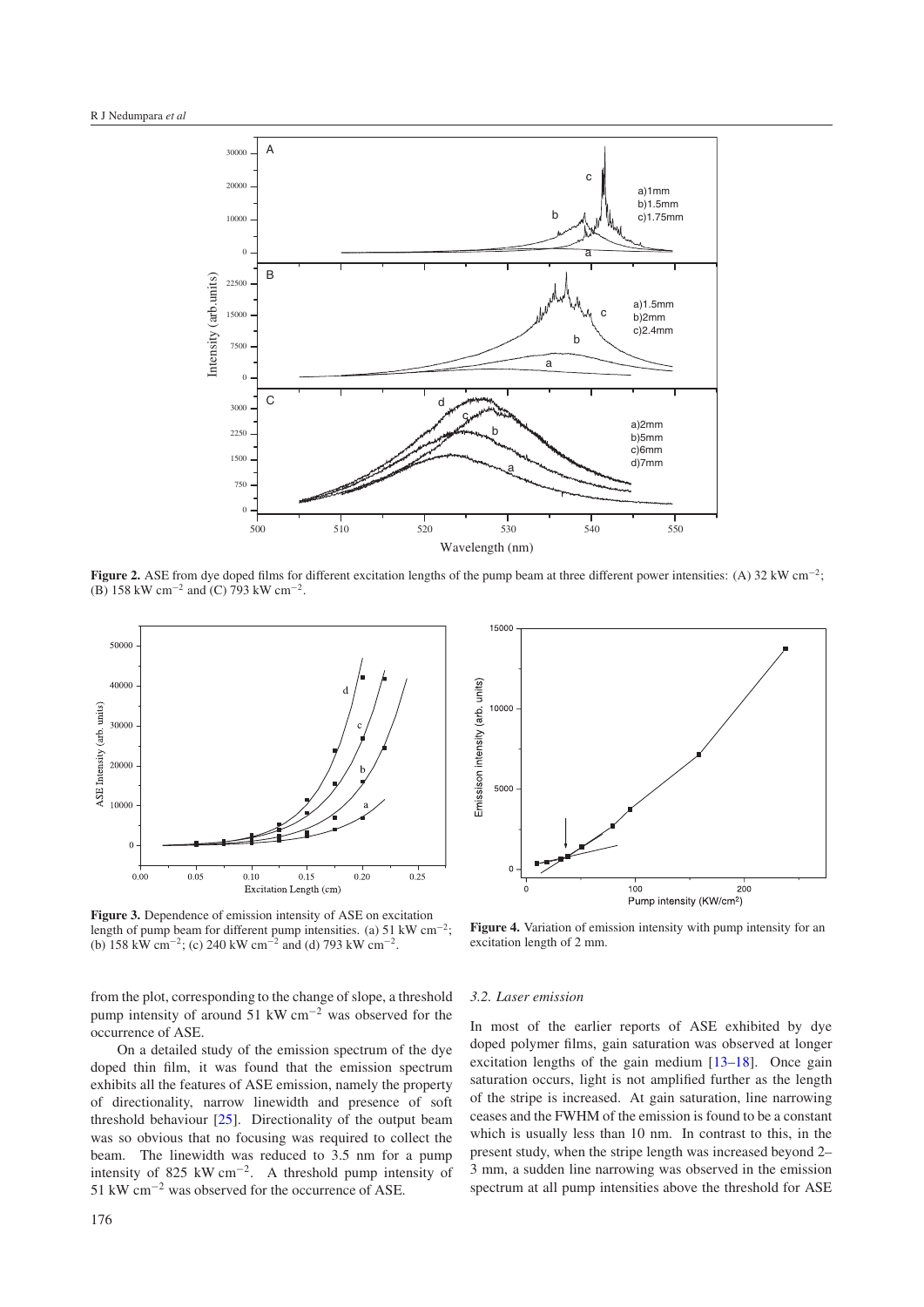**Figure 2.** ASE from dye doped films for different excitation lengths of the pump beam at three different power intensities: (A) 32 kW cm$^{-2}$; (B) 158 kW cm$^{-2}$ and (C) 793 kW cm$^{-2}$.

**Figure 3.** Dependence of emission intensity of ASE on excitation length of pump beam for different pump intensities. (a) 51 kW cm$^{-2}$; (b) 158 kW cm$^{-2}$; (c) 240 kW cm$^{-2}$ and (d) 793 kW cm$^{-2}$.

**Figure 4.** Variation of emission intensity with pump intensity for an excitation length of 2 mm.

from the plot, corresponding to the change of slope, a threshold pump intensity of around 51 kW cm$^{-2}$ was observed for the occurrence of ASE.

On a detailed study of the emission spectrum of the dye doped thin film, it was found that the emission spectrum exhibits all the features of ASE emission, namely the property of directionality, narrow linewidth and presence of soft threshold behaviour [25]. Directionality of the output beam was so obvious that no focusing was required to collect the beam. The linewidth was reduced to 3.5 nm for a pump intensity of 825 kW cm$^{-2}$. A threshold pump intensity of 51 kW cm$^{-2}$ was observed for the occurrence of ASE.

### 3.2. Laser emission

In most of the earlier reports of ASE exhibited by dye doped polymer films, gain saturation was observed at longer excitation lengths of the gain medium [13–18]. Once gain saturation occurs, light is not amplified further as the length of the stripe is increased. At gain saturation, line narrowing ceases and the FWHM of the emission is found to be a constant which is usually less than 10 nm. In contrast to this, in the present study, when the stripe length was increased beyond 2–3 mm, a sudden line narrowing was observed in the emission spectrum at all pump intensities above the threshold for ASE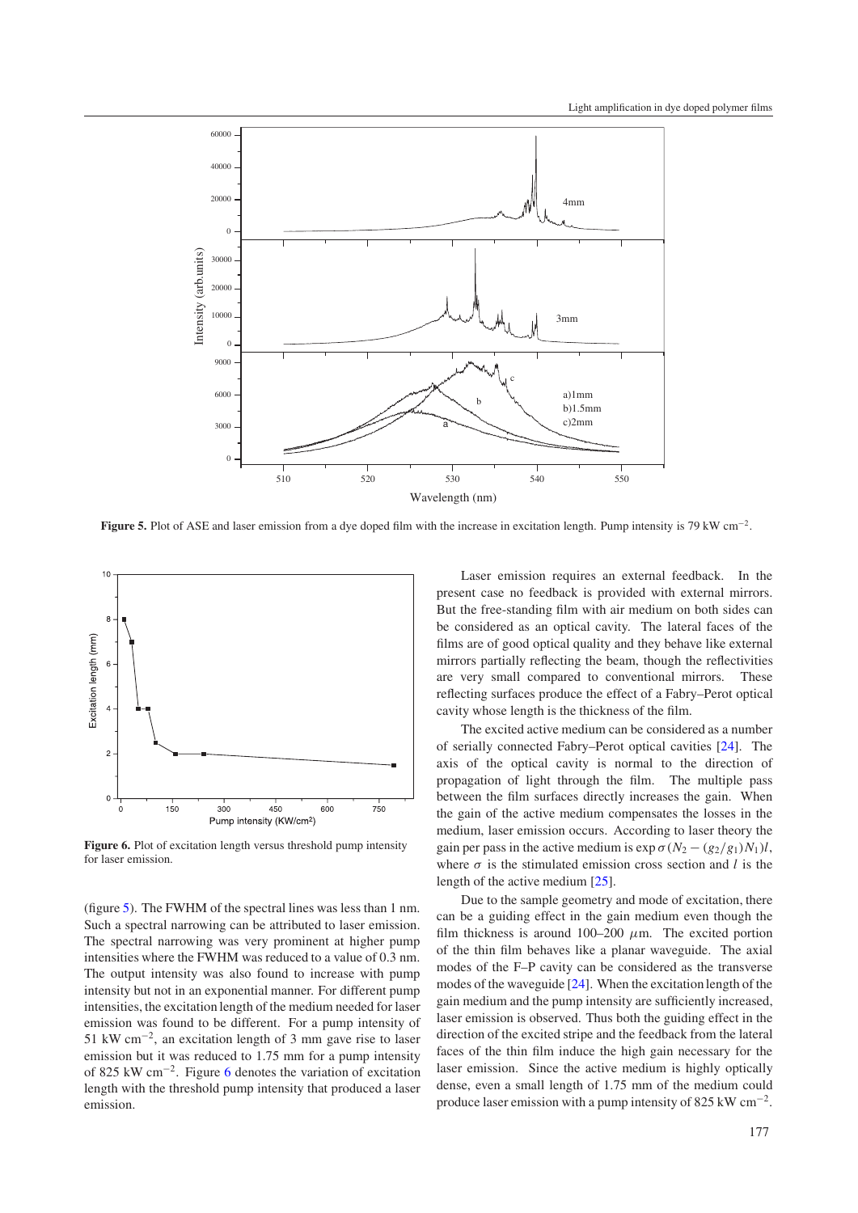**Figure 5.** Plot of ASE and laser emission from a dye doped film with the increase in excitation length. Pump intensity is 79 kW cm$^{-2}$.

**Figure 6.** Plot of excitation length versus threshold pump intensity for laser emission.

(figure 5). The FWHM of the spectral lines was less than 1 nm. Such a spectral narrowing can be attributed to laser emission. The spectral narrowing was very prominent at higher pump intensities where the FWHM was reduced to a value of 0.3 nm. The output intensity was also found to increase with pump intensity but not in an exponential manner. For different pump intensities, the excitation length of the medium needed for laser emission was found to be different. For a pump intensity of 51 kW cm$^{-2}$, an excitation length of 3 mm gave rise to laser emission but it was reduced to 1.75 mm for a pump intensity of 825 kW cm$^{-2}$. Figure 6 denotes the variation of excitation length with the threshold pump intensity that produced a laser emission.

Laser emission requires an external feedback. In the present case no feedback is provided with external mirrors. But the free-standing film with air medium on both sides can be considered as an optical cavity. The lateral faces of the films are of good optical quality and they behave like external mirrors partially reflecting the beam, though the reflectivities are very small compared to conventional mirrors. These reflecting surfaces produce the effect of a Fabry–Perot optical cavity whose length is the thickness of the film.

The excited active medium can be considered as a number of serially connected Fabry–Perot optical cavities [24]. The axis of the optical cavity is normal to the direction of propagation of light through the film. The multiple pass between the film surfaces directly increases the gain. When the gain of the active medium compensates the losses in the medium, laser emission occurs. According to laser theory the gain per pass in the active medium is $\exp \sigma(N_2 - (g_2/g_1)N_1)l$, where $\sigma$ is the stimulated emission cross section and $l$ is the length of the active medium [25].

Due to the sample geometry and mode of excitation, there can be a guiding effect in the gain medium even though the film thickness is around 100–200 $\mu$m. The excited portion of the thin film behaves like a planar waveguide. The axial modes of the F–P cavity can be considered as the transverse modes of the waveguide [24]. When the excitation length of the gain medium and the pump intensity are sufficiently increased, laser emission is observed. Thus both the guiding effect in the direction of the excited stripe and the feedback from the lateral faces of the thin film induce the high gain necessary for the laser emission. Since the active medium is highly optically dense, even a small length of 1.75 mm of the medium could produce laser emission with a pump intensity of 825 kW cm$^{-2}$.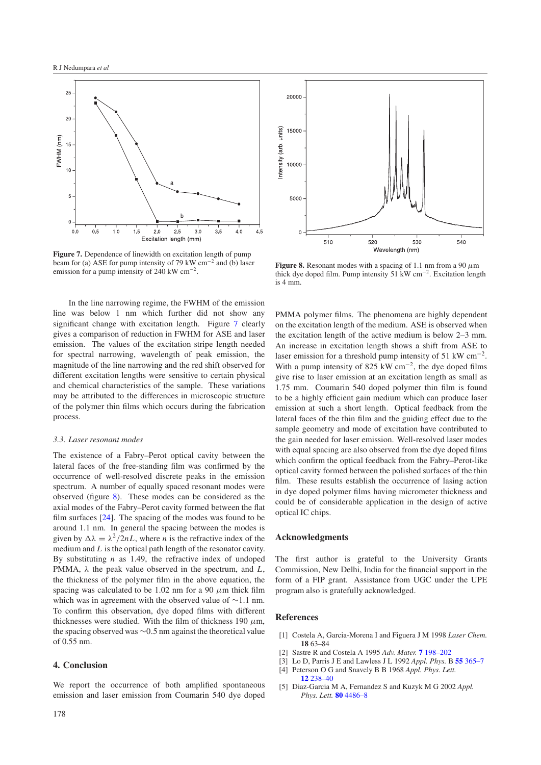Figure 7. Dependence of linewidth on excitation length of pump beam for (a) ASE for pump intensity of 79 kW cm$^{-2}$ and (b) laser emission for a pump intensity of 240 kW cm$^{-2}$.

Figure 8. Resonant modes with a spacing of 1.1 nm from a 90 $\mu$m thick dye doped film. Pump intensity 51 kW cm$^{-2}$. Excitation length is 4 mm.

In the line narrowing regime, the FWHM of the emission line was below 1 nm which further did not show any significant change with excitation length. Figure 7 clearly gives a comparison of reduction in FWHM for ASE and laser emission. The values of the excitation stripe length needed for spectral narrowing, wavelength of peak emission, the magnitude of the line narrowing and the red shift observed for different excitation lengths were sensitive to certain physical and chemical characteristics of the sample. These variations may be attributed to the differences in microscopic structure of the polymer thin films which occurs during the fabrication process.

### 3.3. Laser resonant modes

The existence of a Fabry–Perot optical cavity between the lateral faces of the free-standing film was confirmed by the occurrence of well-resolved discrete peaks in the emission spectrum. A number of equally spaced resonant modes were observed (figure 8). These modes can be considered as the axial modes of the Fabry–Perot cavity formed between the flat film surfaces [24]. The spacing of the modes was found to be around 1.1 nm. In general the spacing between the modes is given by $\Delta\lambda = \lambda^2/2nL$, where $n$ is the refractive index of the medium and $L$ is the optical path length of the resonator cavity. By substituting $n$ as 1.49, the refractive index of undoped PMMA, $\lambda$ the peak value observed in the spectrum, and $L$, the thickness of the polymer film in the above equation, the spacing was calculated to be 1.02 nm for a 90 $\mu$m thick film which was in agreement with the observed value of ~1.1 nm. To confirm this observation, dye doped films with different thicknesses were studied. With the film of thickness 190 $\mu$m, the spacing observed was ~0.5 nm against the theoretical value of 0.55 nm.

## 4. Conclusion

We report the occurrence of both amplified spontaneous emission and laser emission from Coumarin 540 dye doped PMMA polymer films. The phenomena are highly dependent on the excitation length of the medium. ASE is observed when the excitation length of the active medium is below 2–3 mm. An increase in excitation length shows a shift from ASE to laser emission for a threshold pump intensity of 51 kW cm$^{-2}$. With a pump intensity of 825 kW cm$^{-2}$, the dye doped films give rise to laser emission at an excitation length as small as 1.75 mm. Coumarin 540 doped polymer thin film is found to be a highly efficient gain medium which can produce laser emission at such a short length. Optical feedback from the lateral faces of the thin film and the guiding effect due to the sample geometry and mode of excitation have contributed to the gain needed for laser emission. Well-resolved laser modes with equal spacing are also observed from the dye doped films which confirm the optical feedback from the Fabry–Perot-like optical cavity formed between the polished surfaces of the thin film. These results establish the occurrence of lasing action in dye doped polymer films having micrometer thickness and could be of considerable application in the design of active optical IC chips.

## Acknowledgments

The first author is grateful to the University Grants Commission, New Delhi, India for the financial support in the form of a FIP grant. Assistance from UGC under the UPE program also is gratefully acknowledged.

## References

[1] Costela A, Garcia-Morena I and Figuera J M 1998 *Laser Chem.* **18** 63–84

[2] Sastre R and Costela A 1995 *Adv. Mater.* **7** 198–202

[3] Lo D, Parris J E and Lawless J L 1992 *Appl. Phys.* B **55** 365–7

[4] Peterson O G and Snavely B B 1968 *Appl. Phys. Lett.* **12** 238–40

[5] Diaz-Garcia M A, Fernandez S and Kuzyk M G 2002 *Appl. Phys. Lett.* **80** 4486–8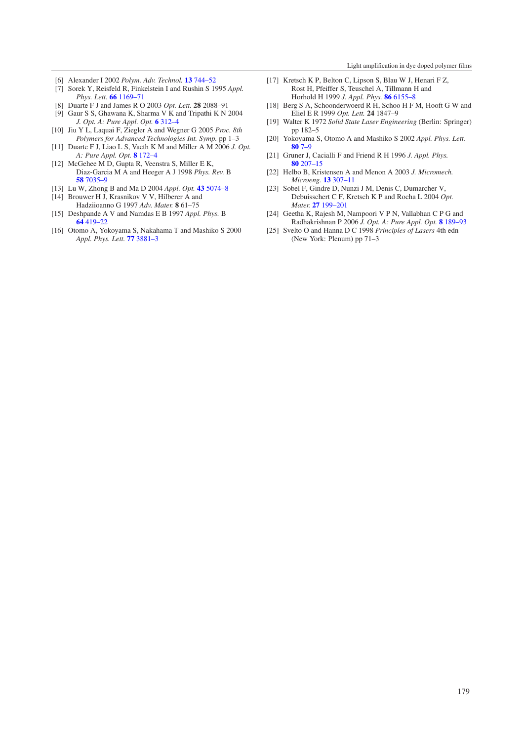[6] Alexander I 2002 *Polym. Adv. Technol.* **13** 744–52

[7] Sorek Y, Reisfeld R, Finkelstein I and Rushin S 1995 *Appl. Phys. Lett.* **66** 1169–71

[8] Duarte F J and James R O 2003 *Opt. Lett.* **28** 2088–91

[9] Gaur S S, Ghawana K, Sharma V K and Tripathi K N 2004 *J. Opt. A: Pure Appl. Opt.* **6** 312–4

[10] Jiu Y L, Laquai F, Ziegler A and Wegner G 2005 *Proc. 8th Polymers for Advanced Technologies Int. Symp.* pp 1–3

[11] Duarte F J, Liao L S, Vaeth K M and Miller A M 2006 *J. Opt. A: Pure Appl. Opt.* **8** 172–4

[12] McGehee M D, Gupta R, Veenstra S, Miller E K, Diaz-Garcia M A and Heeger A J 1998 *Phys. Rev.* B **58** 7035–9

[13] Lu W, Zhong B and Ma D 2004 *Appl. Opt.* **43** 5074–8

[14] Brouwer H J, Krasnikov V V, Hilberer A and Hadziioanno G 1997 *Adv. Mater.* **8** 61–75

[15] Deshpande A V and Namdas E B 1997 *Appl. Phys.* B **64** 419–22

[16] Otomo A, Yokoyama S, Nakahama T and Mashiko S 2000 *Appl. Phys. Lett.* **77** 3881–3

[17] Kretsch K P, Belton C, Lipson S, Blau W J, Henari F Z, Rost H, Pfeiffer S, Teuschel A, Tillmann H and Horhold H 1999 *J. Appl. Phys.* **86** 6155–8

[18] Berg S A, Schoonderwoerd R H, Schoo H F M, Hooft G W and Eliel E R 1999 *Opt. Lett.* **24** 1847–9

[19] Walter K 1972 *Solid State Laser Engineering* (Berlin: Springer) pp 182–5

[20] Yokoyama S, Otomo A and Mashiko S 2002 *Appl. Phys. Lett.* **80** 7–9

[21] Gruner J, Cacialli F and Friend R H 1996 *J. Appl. Phys.* **80** 207–15

[22] Helbo B, Kristensen A and Menon A 2003 *J. Micromech. Microeng.* **13** 307–11

[23] Sobel F, Gindre D, Nunzi J M, Denis C, Dumarcher V, Debuisschert C F, Kretsch K P and Rocha L 2004 *Opt. Mater.* **27** 199–201

[24] Geetha K, Rajesh M, Nampoori V P N, Vallabhan C P G and Radhakrishnan P 2006 *J. Opt. A: Pure Appl. Opt.* **8** 189–93

[25] Svelto O and Hanna D C 1998 *Principles of Lasers* 4th edn (New York: Plenum) pp 71–3